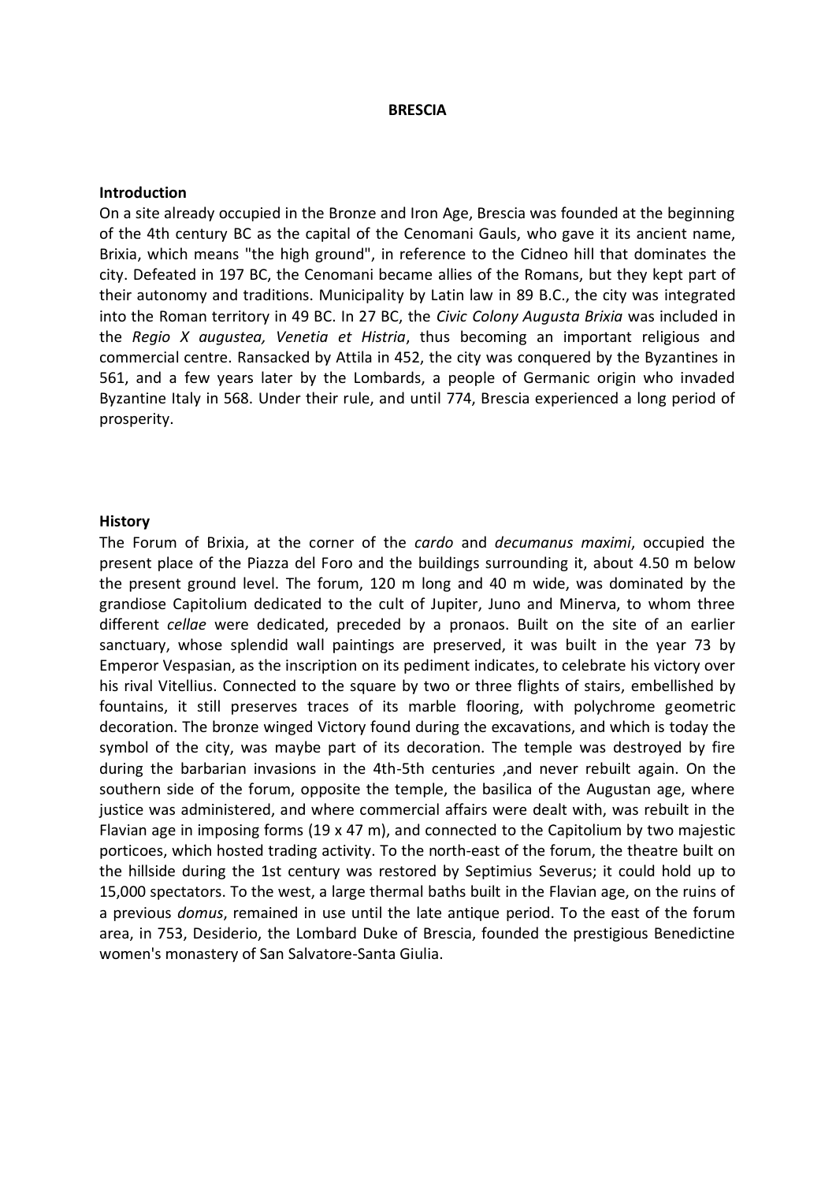# BRESCIA

## Introduction

On a site already occupied in the Bronze and Iron Age, Brescia was founded at the beginning of the 4th century BC as the capital of the Cenomani Gauls, who gave it its ancient name, Brixia, which means "the high ground", in reference to the Cidneo hill that dominates the city. Defeated in 197 BC, the Cenomani became allies of the Romans, but they kept part of their autonomy and traditions. Municipality by Latin law in 89 B.C., the city was integrated into the Roman territory in 49 BC. In 27 BC, the *Civic Colony Augusta Brixia* was included in the *Regio X augustea, Venetia et Histria*, thus becoming an important religious and commercial centre. Ransacked by Attila in 452, the city was conquered by the Byzantines in 561, and a few years later by the Lombards, a people of Germanic origin who invaded Byzantine Italy in 568. Under their rule, and until 774, Brescia experienced a long period of prosperity.

## History

The Forum of Brixia, at the corner of the *cardo* and *decumanus maximi*, occupied the present place of the Piazza del Foro and the buildings surrounding it, about 4.50 m below the present ground level. The forum, 120 m long and 40 m wide, was dominated by the grandiose Capitolium dedicated to the cult of Jupiter, Juno and Minerva, to whom three different *cellae* were dedicated, preceded by a pronaos. Built on the site of an earlier sanctuary, whose splendid wall paintings are preserved, it was built in the year 73 by Emperor Vespasian, as the inscription on its pediment indicates, to celebrate his victory over his rival Vitellius. Connected to the square by two or three flights of stairs, embellished by fountains, it still preserves traces of its marble flooring, with polychrome geometric decoration. The bronze winged Victory found during the excavations, and which is today the symbol of the city, was maybe part of its decoration. The temple was destroyed by fire during the barbarian invasions in the 4th-5th centuries ,and never rebuilt again. On the southern side of the forum, opposite the temple, the basilica of the Augustan age, where justice was administered, and where commercial affairs were dealt with, was rebuilt in the Flavian age in imposing forms (19 x 47 m), and connected to the Capitolium by two majestic porticoes, which hosted trading activity. To the north-east of the forum, the theatre built on the hillside during the 1st century was restored by Septimius Severus; it could hold up to 15,000 spectators. To the west, a large thermal baths built in the Flavian age, on the ruins of a previous *domus*, remained in use until the late antique period. To the east of the forum area, in 753, Desiderio, the Lombard Duke of Brescia, founded the prestigious Benedictine women's monastery of San Salvatore-Santa Giulia.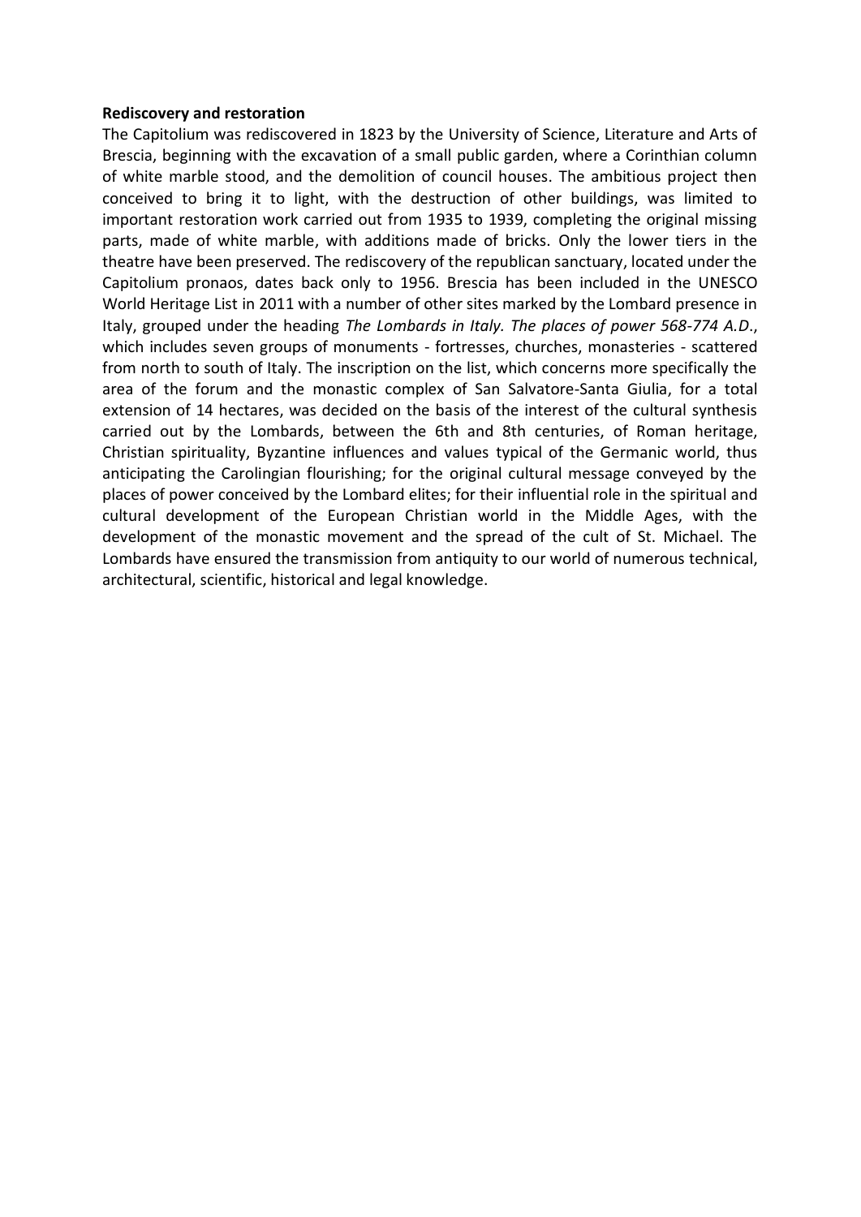**Rediscovery and restoration**

The Capitolium was rediscovered in 1823 by the University of Science, Literature and Arts of Brescia, beginning with the excavation of a small public garden, where a Corinthian column of white marble stood, and the demolition of council houses. The ambitious project then conceived to bring it to light, with the destruction of other buildings, was limited to important restoration work carried out from 1935 to 1939, completing the original missing parts, made of white marble, with additions made of bricks. Only the lower tiers in the theatre have been preserved. The rediscovery of the republican sanctuary, located under the Capitolium pronaos, dates back only to 1956. Brescia has been included in the UNESCO World Heritage List in 2011 with a number of other sites marked by the Lombard presence in Italy, grouped under the heading *The Lombards in Italy. The places of power 568-774 A.D.*, which includes seven groups of monuments - fortresses, churches, monasteries - scattered from north to south of Italy. The inscription on the list, which concerns more specifically the area of the forum and the monastic complex of San Salvatore-Santa Giulia, for a total extension of 14 hectares, was decided on the basis of the interest of the cultural synthesis carried out by the Lombards, between the 6th and 8th centuries, of Roman heritage, Christian spirituality, Byzantine influences and values typical of the Germanic world, thus anticipating the Carolingian flourishing; for the original cultural message conveyed by the places of power conceived by the Lombard elites; for their influential role in the spiritual and cultural development of the European Christian world in the Middle Ages, with the development of the monastic movement and the spread of the cult of St. Michael. The Lombards have ensured the transmission from antiquity to our world of numerous technical, architectural, scientific, historical and legal knowledge.